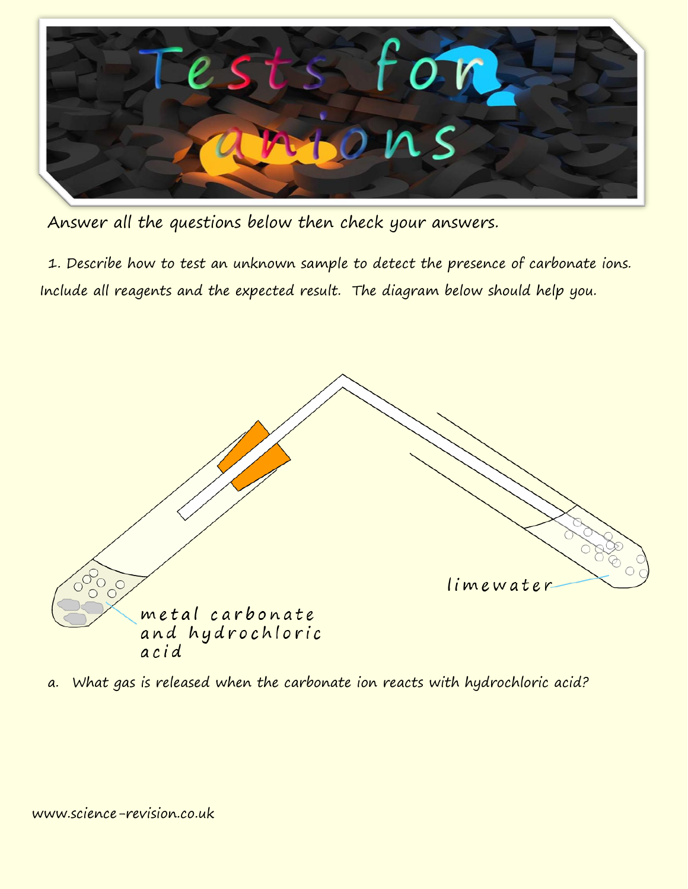# Tests for anions

Answer all the questions below then check your answers.

1. Describe how to test an unknown sample to detect the presence of carbonate ions. Include all reagents and the expected result. The diagram below should help you.

limewater

metal carbonate and hydrochloric acid

a. What gas is released when the carbonate ion reacts with hydrochloric acid?

www.science-revision.co.uk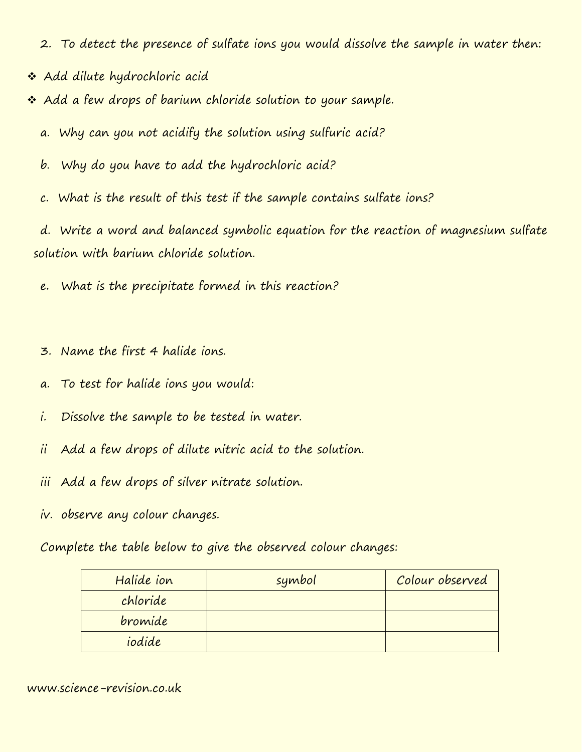2. To detect the presence of sulfate ions you would dissolve the sample in water then:

- Add dilute hydrochloric acid
- Add a few drops of barium chloride solution to your sample.

a. Why can you not acidify the solution using sulfuric acid?

b. Why do you have to add the hydrochloric acid?

c. What is the result of this test if the sample contains sulfate ions?

d. Write a word and balanced symbolic equation for the reaction of magnesium sulfate solution with barium chloride solution.

e. What is the precipitate formed in this reaction?

3. Name the first 4 halide ions.

a. To test for halide ions you would:

i. Dissolve the sample to be tested in water.

ii Add a few drops of dilute nitric acid to the solution.

iii Add a few drops of silver nitrate solution.

iv. observe any colour changes.

Complete the table below to give the observed colour changes:

| Halide ion | symbol | Colour observed |
| --- | --- | --- |
| chloride | | |
| bromide | | |
| iodide | | |

www.science-revision.co.uk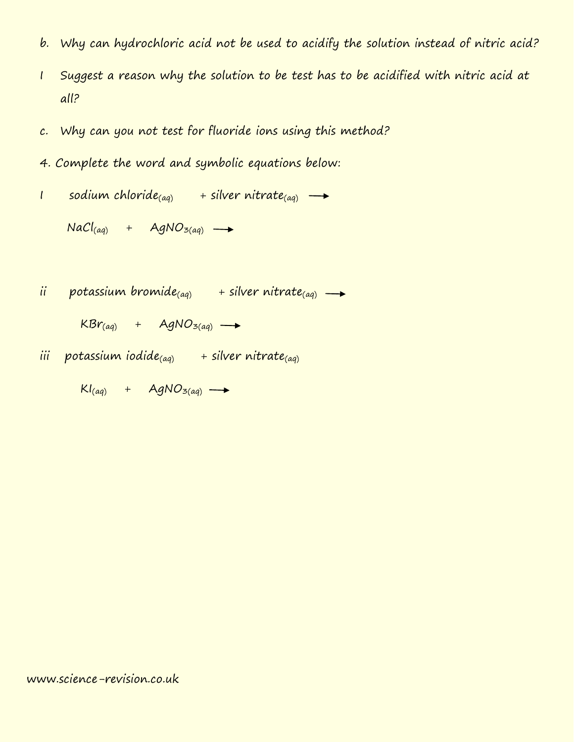b. Why can hydrochloric acid not be used to acidify the solution instead of nitric acid?

I Suggest a reason why the solution to be test has to be acidified with nitric acid at all?

c. Why can you not test for fluoride ions using this method?

4. Complete the word and symbolic equations below:

I sodium chloride$_{(aq)}$ + silver nitrate$_{(aq)}$ $\longrightarrow$

$NaCl_{(aq)} + AgNO_{3(aq)} \longrightarrow$

ii potassium bromide$_{(aq)}$ + silver nitrate$_{(aq)}$ $\longrightarrow$

$KBr_{(aq)} + AgNO_{3(aq)} \longrightarrow$

iii potassium iodide$_{(aq)}$ + silver nitrate$_{(aq)}$

$KI_{(aq)} + AgNO_{3(aq)} \longrightarrow$

www.science-revision.co.uk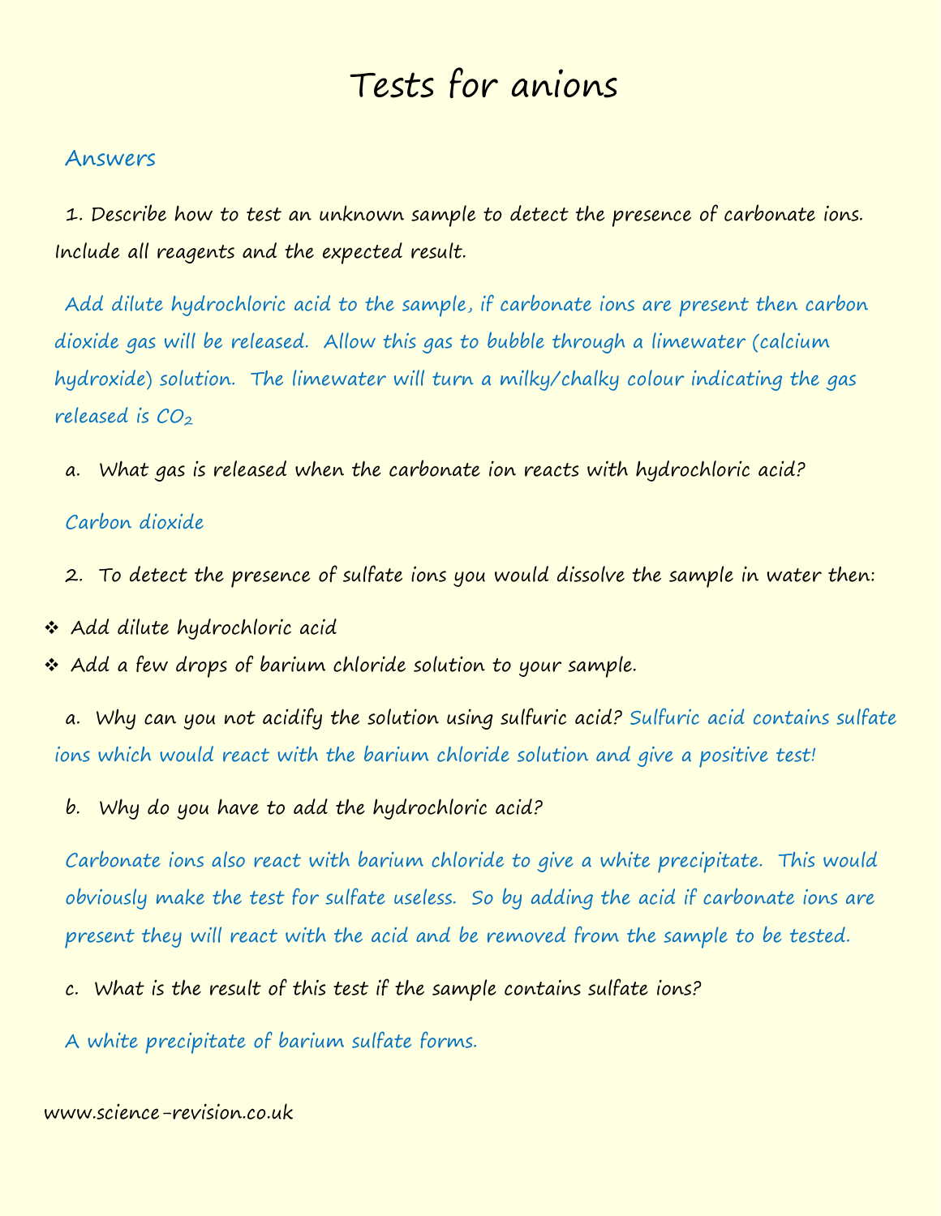# Tests for anions

## Answers

1. Describe how to test an unknown sample to detect the presence of carbonate ions. Include all reagents and the expected result.

Add dilute hydrochloric acid to the sample, if carbonate ions are present then carbon dioxide gas will be released. Allow this gas to bubble through a limewater (calcium hydroxide) solution. The limewater will turn a milky/chalky colour indicating the gas released is $CO_2$

a. What gas is released when the carbonate ion reacts with hydrochloric acid?

Carbon dioxide

2. To detect the presence of sulfate ions you would dissolve the sample in water then:

- Add dilute hydrochloric acid
- Add a few drops of barium chloride solution to your sample.

a. Why can you not acidify the solution using sulfuric acid? Sulfuric acid contains sulfate ions which would react with the barium chloride solution and give a positive test!

b. Why do you have to add the hydrochloric acid?

Carbonate ions also react with barium chloride to give a white precipitate. This would obviously make the test for sulfate useless. So by adding the acid if carbonate ions are present they will react with the acid and be removed from the sample to be tested.

c. What is the result of this test if the sample contains sulfate ions?

A white precipitate of barium sulfate forms.

www.science-revision.co.uk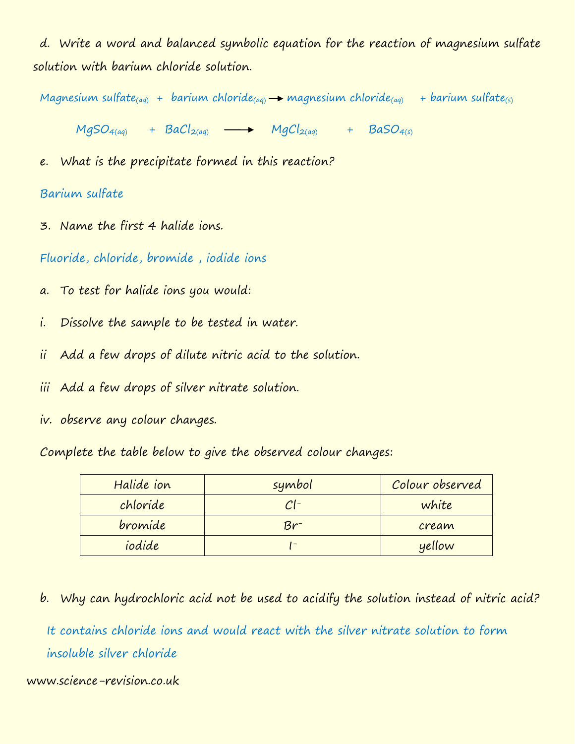d. Write a word and balanced symbolic equation for the reaction of magnesium sulfate solution with barium chloride solution.

Magnesium sulfate$_{(aq)}$ + barium chloride$_{(aq)}$ → magnesium chloride$_{(aq)}$ + barium sulfate$_{(s)}$

$$MgSO_{4(aq)} + BaCl_{2(aq)} \longrightarrow MgCl_{2(aq)} + BaSO_{4(s)}$$

e. What is the precipitate formed in this reaction?

Barium sulfate

3. Name the first 4 halide ions.

Fluoride, chloride, bromide , iodide ions

a. To test for halide ions you would:

i. Dissolve the sample to be tested in water.

ii Add a few drops of dilute nitric acid to the solution.

iii Add a few drops of silver nitrate solution.

iv. observe any colour changes.

Complete the table below to give the observed colour changes:

| Halide ion | symbol | Colour observed |
|---|---|---|
| chloride | $Cl^-$ | white |
| bromide | $Br^-$ | cream |
| iodide | $I^-$ | yellow |

b. Why can hydrochloric acid not be used to acidify the solution instead of nitric acid?

It contains chloride ions and would react with the silver nitrate solution to form insoluble silver chloride

www.science-revision.co.uk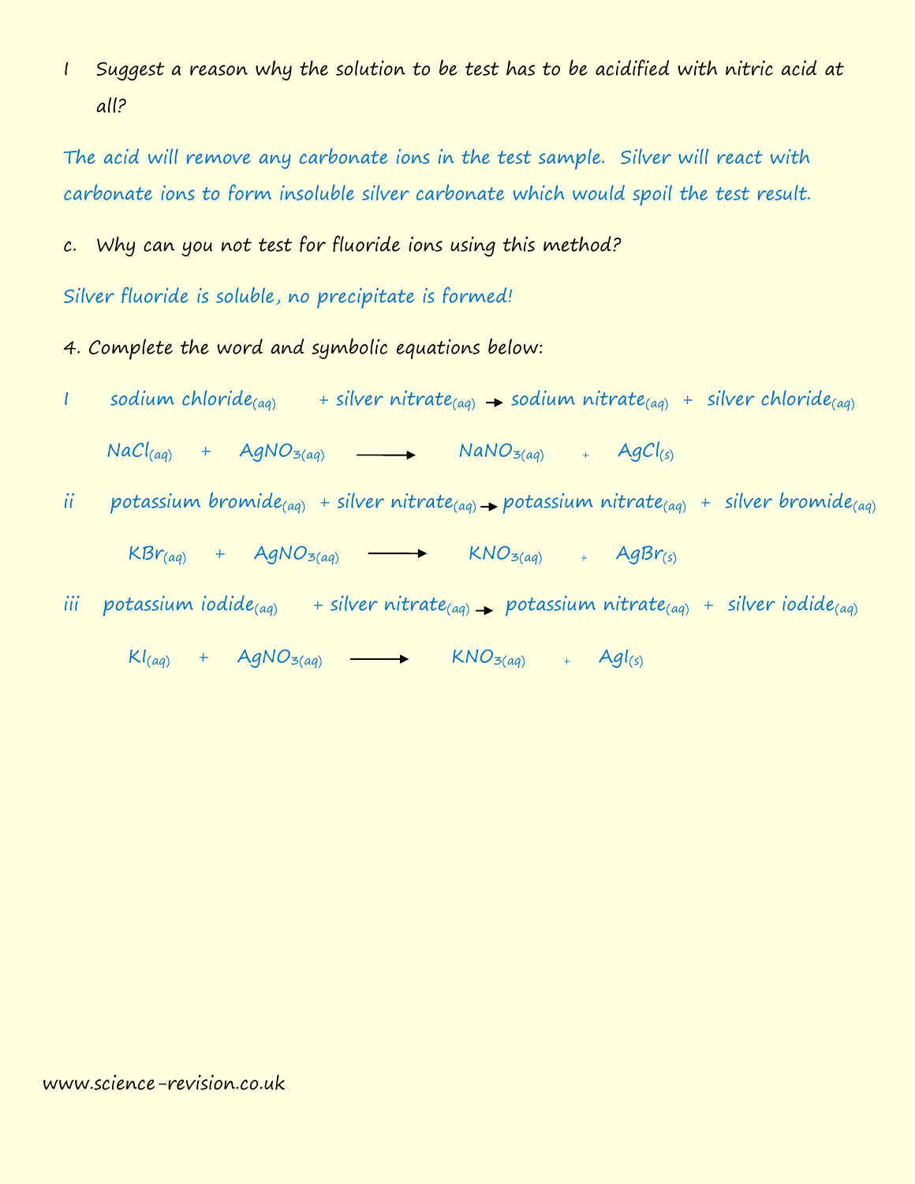I Suggest a reason why the solution to be test has to be acidified with nitric acid at all?

The acid will remove any carbonate ions in the test sample. Silver will react with carbonate ions to form insoluble silver carbonate which would spoil the test result.

c. Why can you not test for fluoride ions using this method?

Silver fluoride is soluble, no precipitate is formed!

4. Complete the word and symbolic equations below:

I sodium chloride$_{(aq)}$ + silver nitrate$_{(aq)}$ → sodium nitrate$_{(aq)}$ + silver chloride$_{(aq)}$

$NaCl_{(aq)}$ + $AgNO_{3(aq)}$ ⟶ $NaNO_{3(aq)}$ + $AgCl_{(s)}$

ii potassium bromide$_{(aq)}$ + silver nitrate$_{(aq)}$ → potassium nitrate$_{(aq)}$ + silver bromide$_{(aq)}$

$KBr_{(aq)}$ + $AgNO_{3(aq)}$ ⟶ $KNO_{3(aq)}$ + $AgBr_{(s)}$

iii potassium iodide$_{(aq)}$ + silver nitrate$_{(aq)}$ → potassium nitrate$_{(aq)}$ + silver iodide$_{(aq)}$

$KI_{(aq)}$ + $AgNO_{3(aq)}$ ⟶ $KNO_{3(aq)}$ + $AgI_{(s)}$

www.science-revision.co.uk